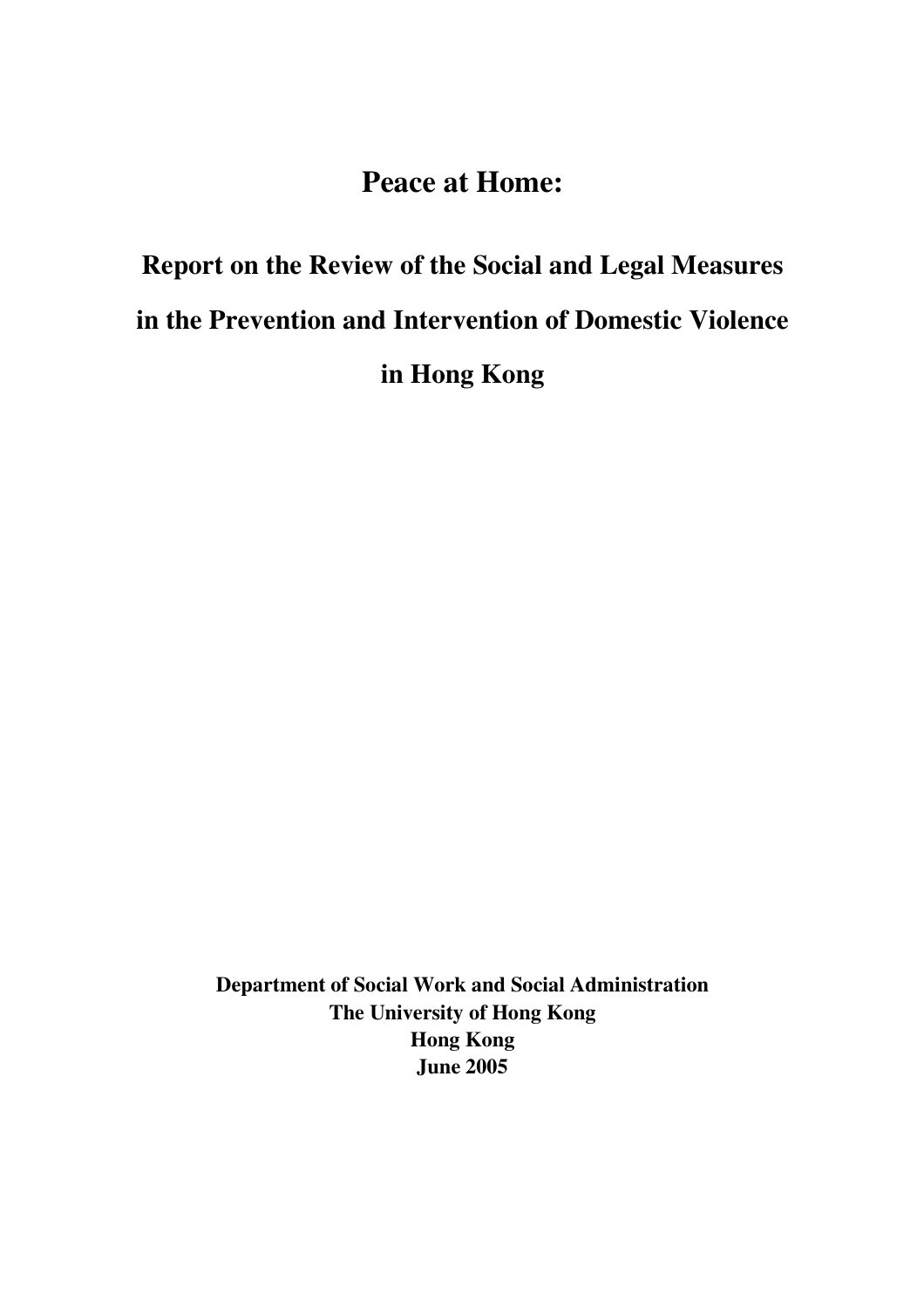# Peace at Home:

## Report on the Review of the Social and Legal Measures in the Prevention and Intervention of Domestic Violence in Hong Kong

**Department of Social Work and Social Administration**
**The University of Hong Kong**
**Hong Kong**
**June 2005**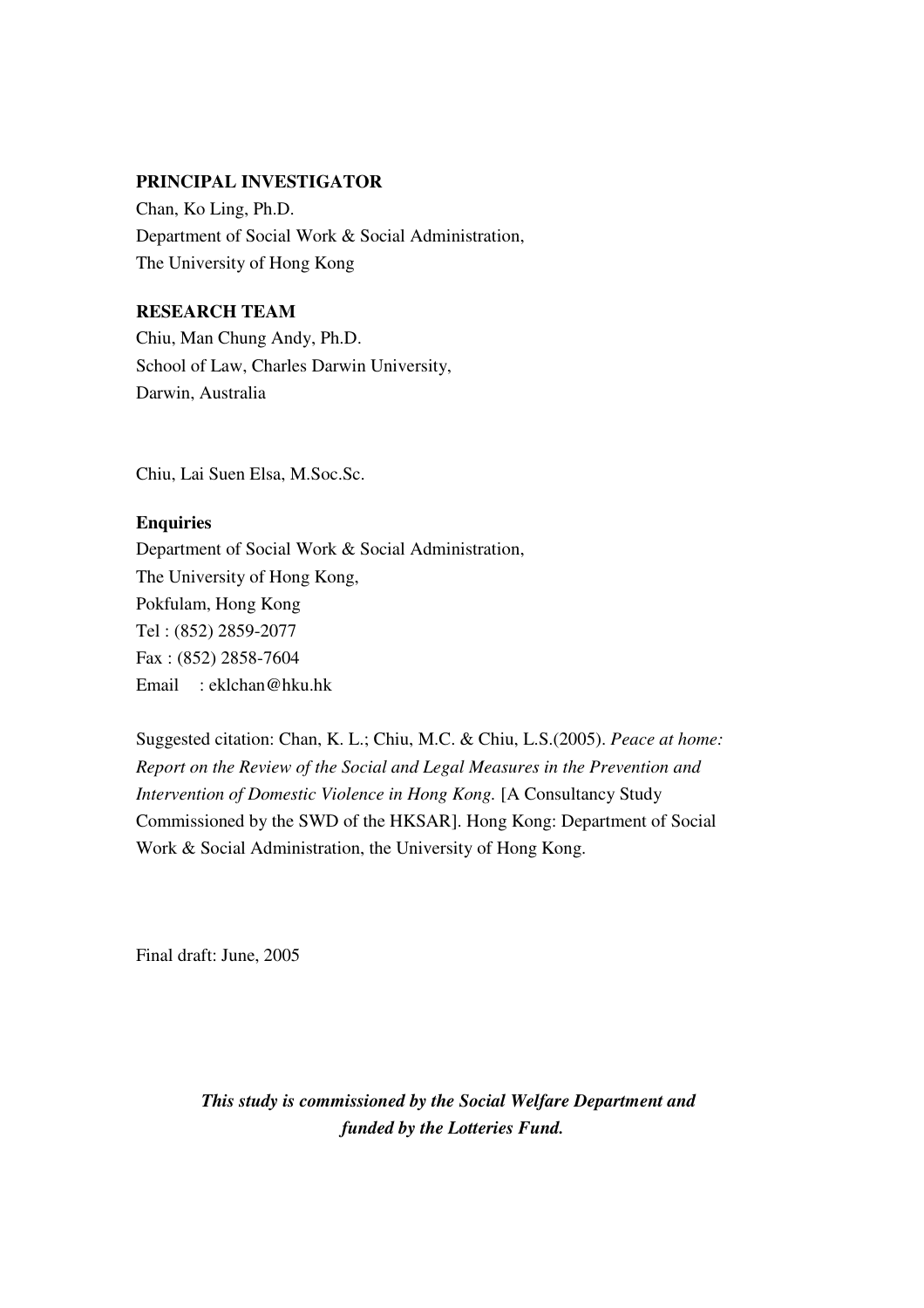**PRINCIPAL INVESTIGATOR**

Chan, Ko Ling, Ph.D.
Department of Social Work & Social Administration,
The University of Hong Kong

**RESEARCH TEAM**

Chiu, Man Chung Andy, Ph.D.
School of Law, Charles Darwin University,
Darwin, Australia

Chiu, Lai Suen Elsa, M.Soc.Sc.

**Enquiries**

Department of Social Work & Social Administration,
The University of Hong Kong,
Pokfulam, Hong Kong
Tel : (852) 2859-2077
Fax : (852) 2858-7604
Email : eklchan@hku.hk

Suggested citation: Chan, K. L.; Chiu, M.C. & Chiu, L.S.(2005). *Peace at home: Report on the Review of the Social and Legal Measures in the Prevention and Intervention of Domestic Violence in Hong Kong.* [A Consultancy Study Commissioned by the SWD of the HKSAR]. Hong Kong: Department of Social Work & Social Administration, the University of Hong Kong.

Final draft: June, 2005

***This study is commissioned by the Social Welfare Department and funded by the Lotteries Fund.***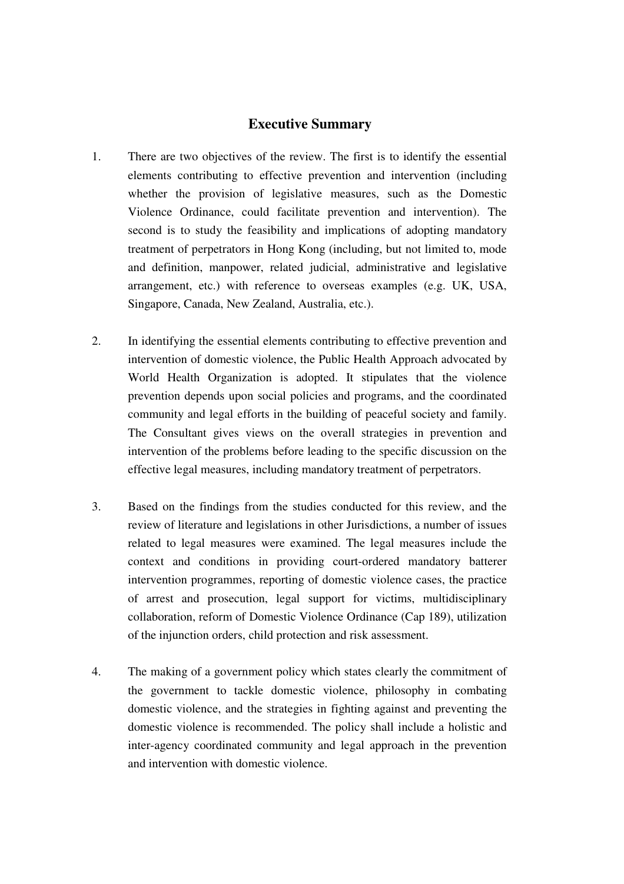# Executive Summary

1. There are two objectives of the review. The first is to identify the essential elements contributing to effective prevention and intervention (including whether the provision of legislative measures, such as the Domestic Violence Ordinance, could facilitate prevention and intervention). The second is to study the feasibility and implications of adopting mandatory treatment of perpetrators in Hong Kong (including, but not limited to, mode and definition, manpower, related judicial, administrative and legislative arrangement, etc.) with reference to overseas examples (e.g. UK, USA, Singapore, Canada, New Zealand, Australia, etc.).

2. In identifying the essential elements contributing to effective prevention and intervention of domestic violence, the Public Health Approach advocated by World Health Organization is adopted. It stipulates that the violence prevention depends upon social policies and programs, and the coordinated community and legal efforts in the building of peaceful society and family. The Consultant gives views on the overall strategies in prevention and intervention of the problems before leading to the specific discussion on the effective legal measures, including mandatory treatment of perpetrators.

3. Based on the findings from the studies conducted for this review, and the review of literature and legislations in other Jurisdictions, a number of issues related to legal measures were examined. The legal measures include the context and conditions in providing court-ordered mandatory batterer intervention programmes, reporting of domestic violence cases, the practice of arrest and prosecution, legal support for victims, multidisciplinary collaboration, reform of Domestic Violence Ordinance (Cap 189), utilization of the injunction orders, child protection and risk assessment.

4. The making of a government policy which states clearly the commitment of the government to tackle domestic violence, philosophy in combating domestic violence, and the strategies in fighting against and preventing the domestic violence is recommended. The policy shall include a holistic and inter-agency coordinated community and legal approach in the prevention and intervention with domestic violence.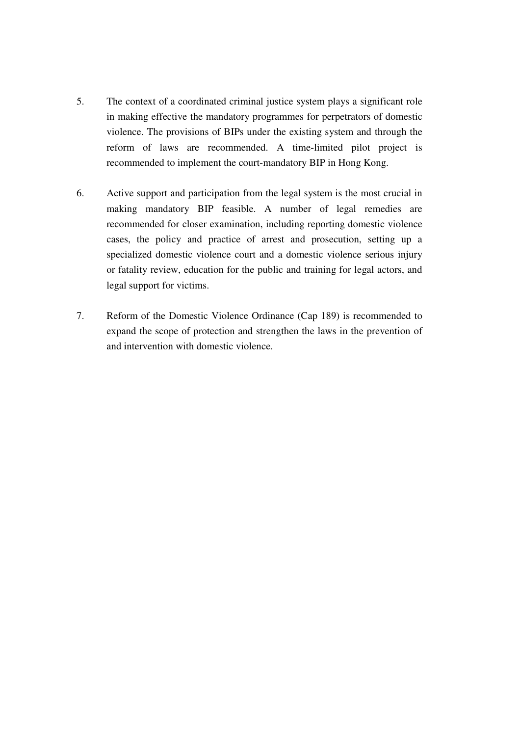5. The context of a coordinated criminal justice system plays a significant role in making effective the mandatory programmes for perpetrators of domestic violence. The provisions of BIPs under the existing system and through the reform of laws are recommended. A time-limited pilot project is recommended to implement the court-mandatory BIP in Hong Kong.

6. Active support and participation from the legal system is the most crucial in making mandatory BIP feasible. A number of legal remedies are recommended for closer examination, including reporting domestic violence cases, the policy and practice of arrest and prosecution, setting up a specialized domestic violence court and a domestic violence serious injury or fatality review, education for the public and training for legal actors, and legal support for victims.

7. Reform of the Domestic Violence Ordinance (Cap 189) is recommended to expand the scope of protection and strengthen the laws in the prevention of and intervention with domestic violence.